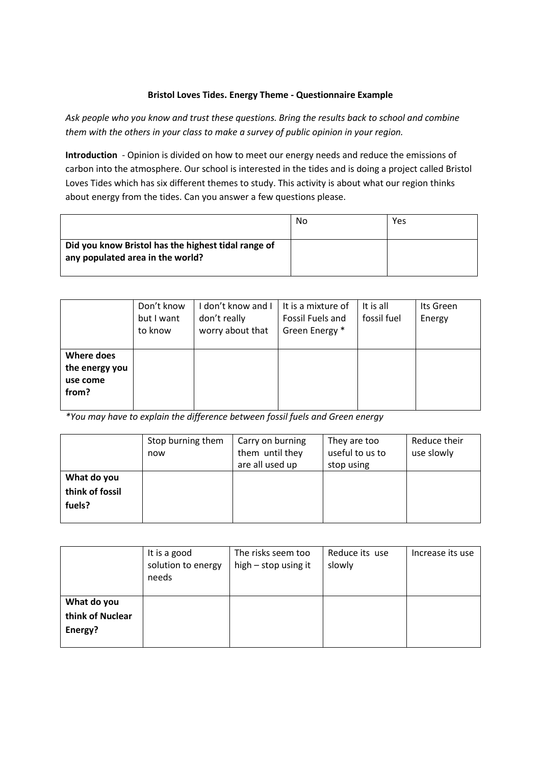**Bristol Loves Tides. Energy Theme - Questionnaire Example**

*Ask people who you know and trust these questions. Bring the results back to school and combine them with the others in your class to make a survey of public opinion in your region.*

**Introduction** - Opinion is divided on how to meet our energy needs and reduce the emissions of carbon into the atmosphere. Our school is interested in the tides and is doing a project called Bristol Loves Tides which has six different themes to study. This activity is about what our region thinks about energy from the tides. Can you answer a few questions please.

| | No | Yes |
|---|---|---|
| **Did you know Bristol has the highest tidal range of any populated area in the world?** | | |

| | Don't know but I want to know | I don't know and I don't really worry about that | It is a mixture of Fossil Fuels and Green Energy * | It is all fossil fuel | Its Green Energy |
|---|---|---|---|---|---|
| **Where does the energy you use come from?** | | | | | |

*\*You may have to explain the difference between fossil fuels and Green energy*

| | Stop burning them now | Carry on burning them until they are all used up | They are too useful to us to stop using | Reduce their use slowly |
|---|---|---|---|---|
| **What do you think of fossil fuels?** | | | | |

| | It is a good solution to energy needs | The risks seem too high – stop using it | Reduce its use slowly | Increase its use |
|---|---|---|---|---|
| **What do you think of Nuclear Energy?** | | | | |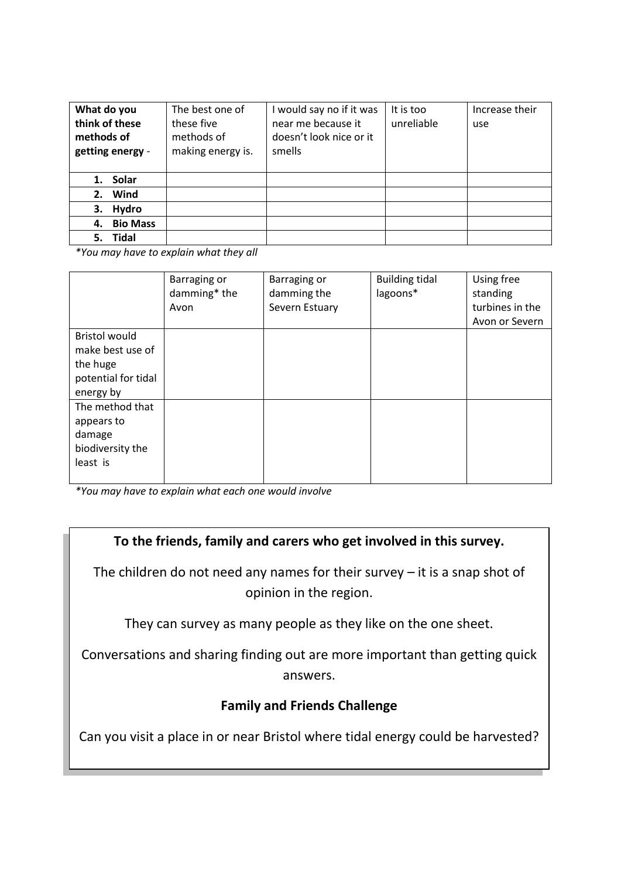| **What do you think of these methods of getting energy** - | The best one of these five methods of making energy is. | I would say no if it was near me because it doesn't look nice or it smells | It is too unreliable | Increase their use |
|---|---|---|---|---|
| **1. Solar** | | | | |
| **2. Wind** | | | | |
| **3. Hydro** | | | | |
| **4. Bio Mass** | | | | |
| **5. Tidal** | | | | |

*\*You may have to explain what they all*

| | Barraging or damming* the Avon | Barraging or damming the Severn Estuary | Building tidal lagoons* | Using free standing turbines in the Avon or Severn |
|---|---|---|---|---|
| Bristol would make best use of the huge potential for tidal energy by | | | | |
| The method that appears to damage biodiversity the least is | | | | |

*\*You may have to explain what each one would involve*

**To the friends, family and carers who get involved in this survey.**

The children do not need any names for their survey – it is a snap shot of opinion in the region.

They can survey as many people as they like on the one sheet.

Conversations and sharing finding out are more important than getting quick answers.

**Family and Friends Challenge**

Can you visit a place in or near Bristol where tidal energy could be harvested?